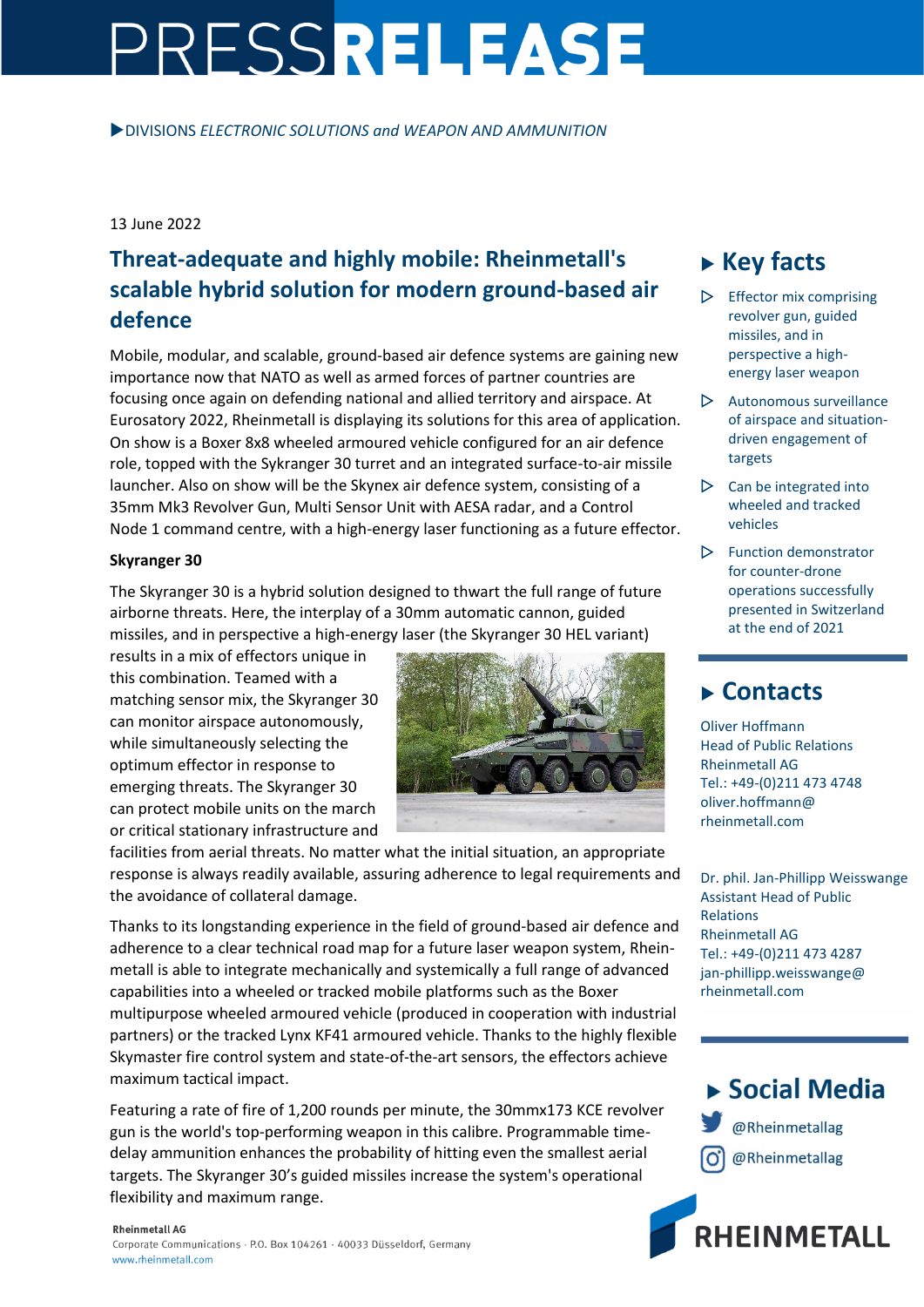# PRESSRELEASE

▶DIVISIONS *ELECTRONIC SOLUTIONS and WEAPON AND AMMUNITION*

13 June 2022

## Threat-adequate and highly mobile: Rheinmetall's scalable hybrid solution for modern ground-based air defence

Mobile, modular, and scalable, ground-based air defence systems are gaining new importance now that NATO as well as armed forces of partner countries are focusing once again on defending national and allied territory and airspace. At Eurosatory 2022, Rheinmetall is displaying its solutions for this area of application. On show is a Boxer 8x8 wheeled armoured vehicle configured for an air defence role, topped with the Sykranger 30 turret and an integrated surface-to-air missile launcher. Also on show will be the Skynex air defence system, consisting of a 35mm Mk3 Revolver Gun, Multi Sensor Unit with AESA radar, and a Control Node 1 command centre, with a high-energy laser functioning as a future effector.

**Skyranger 30**

The Skyranger 30 is a hybrid solution designed to thwart the full range of future airborne threats. Here, the interplay of a 30mm automatic cannon, guided missiles, and in perspective a high-energy laser (the Skyranger 30 HEL variant) results in a mix of effectors unique in this combination. Teamed with a matching sensor mix, the Skyranger 30 can monitor airspace autonomously, while simultaneously selecting the optimum effector in response to emerging threats. The Skyranger 30 can protect mobile units on the march or critical stationary infrastructure and facilities from aerial threats. No matter what the initial situation, an appropriate response is always readily available, assuring adherence to legal requirements and the avoidance of collateral damage.

Thanks to its longstanding experience in the field of ground-based air defence and adherence to a clear technical road map for a future laser weapon system, Rheinmetall is able to integrate mechanically and systemically a full range of advanced capabilities into a wheeled or tracked mobile platforms such as the Boxer multipurpose wheeled armoured vehicle (produced in cooperation with industrial partners) or the tracked Lynx KF41 armoured vehicle. Thanks to the highly flexible Skymaster fire control system and state-of-the-art sensors, the effectors achieve maximum tactical impact.

Featuring a rate of fire of 1,200 rounds per minute, the 30mmx173 KCE revolver gun is the world's top-performing weapon in this calibre. Programmable time-delay ammunition enhances the probability of hitting even the smallest aerial targets. The Skyranger 30's guided missiles increase the system's operational flexibility and maximum range.

## Key facts

- Effector mix comprising revolver gun, guided missiles, and in perspective a high-energy laser weapon
- Autonomous surveillance of airspace and situation-driven engagement of targets
- Can be integrated into wheeled and tracked vehicles
- Function demonstrator for counter-drone operations successfully presented in Switzerland at the end of 2021

## Contacts

Oliver Hoffmann
Head of Public Relations
Rheinmetall AG
Tel.: +49-(0)211 473 4748
oliver.hoffmann@rheinmetall.com

Dr. phil. Jan-Phillipp Weisswange
Assistant Head of Public Relations
Rheinmetall AG
Tel.: +49-(0)211 473 4287
jan-phillipp.weisswange@rheinmetall.com

## Social Media

@Rheinmetallag
@Rheinmetallag

**Rheinmetall AG**
Corporate Communications · P.O. Box 104261 · 40033 Düsseldorf, Germany
www.rheinmetall.com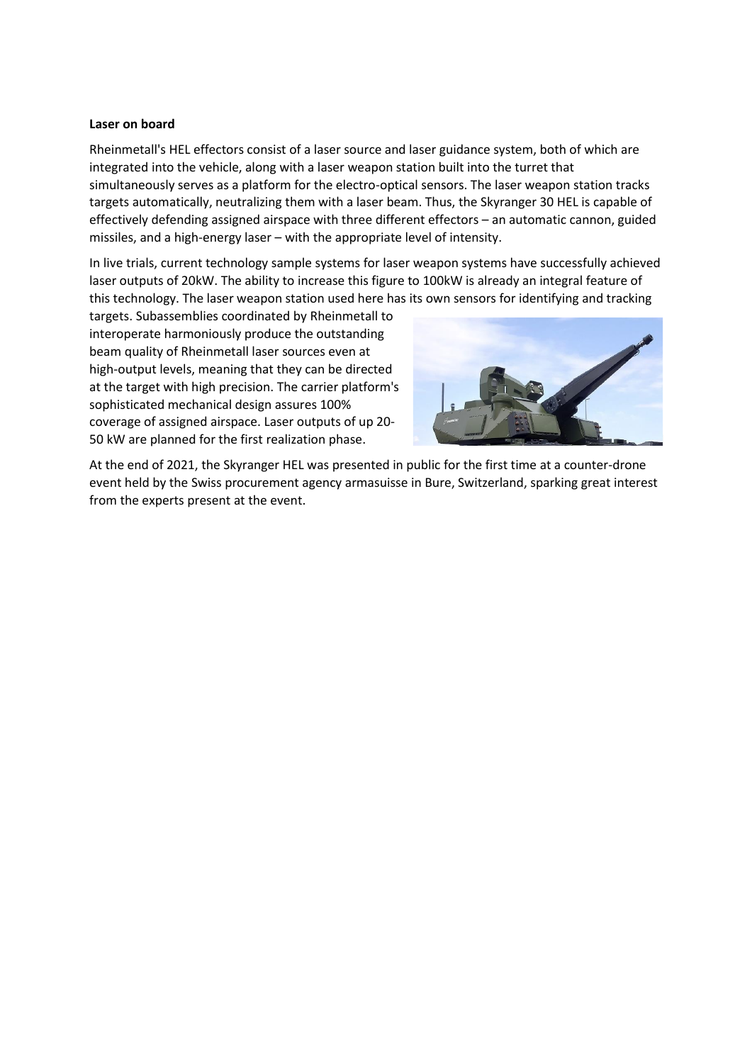**Laser on board**

Rheinmetall's HEL effectors consist of a laser source and laser guidance system, both of which are integrated into the vehicle, along with a laser weapon station built into the turret that simultaneously serves as a platform for the electro-optical sensors. The laser weapon station tracks targets automatically, neutralizing them with a laser beam. Thus, the Skyranger 30 HEL is capable of effectively defending assigned airspace with three different effectors – an automatic cannon, guided missiles, and a high-energy laser – with the appropriate level of intensity.

In live trials, current technology sample systems for laser weapon systems have successfully achieved laser outputs of 20kW. The ability to increase this figure to 100kW is already an integral feature of this technology. The laser weapon station used here has its own sensors for identifying and tracking targets. Subassemblies coordinated by Rheinmetall to interoperate harmoniously produce the outstanding beam quality of Rheinmetall laser sources even at high-output levels, meaning that they can be directed at the target with high precision. The carrier platform's sophisticated mechanical design assures 100% coverage of assigned airspace. Laser outputs of up 20-50 kW are planned for the first realization phase.

At the end of 2021, the Skyranger HEL was presented in public for the first time at a counter-drone event held by the Swiss procurement agency armasuisse in Bure, Switzerland, sparking great interest from the experts present at the event.